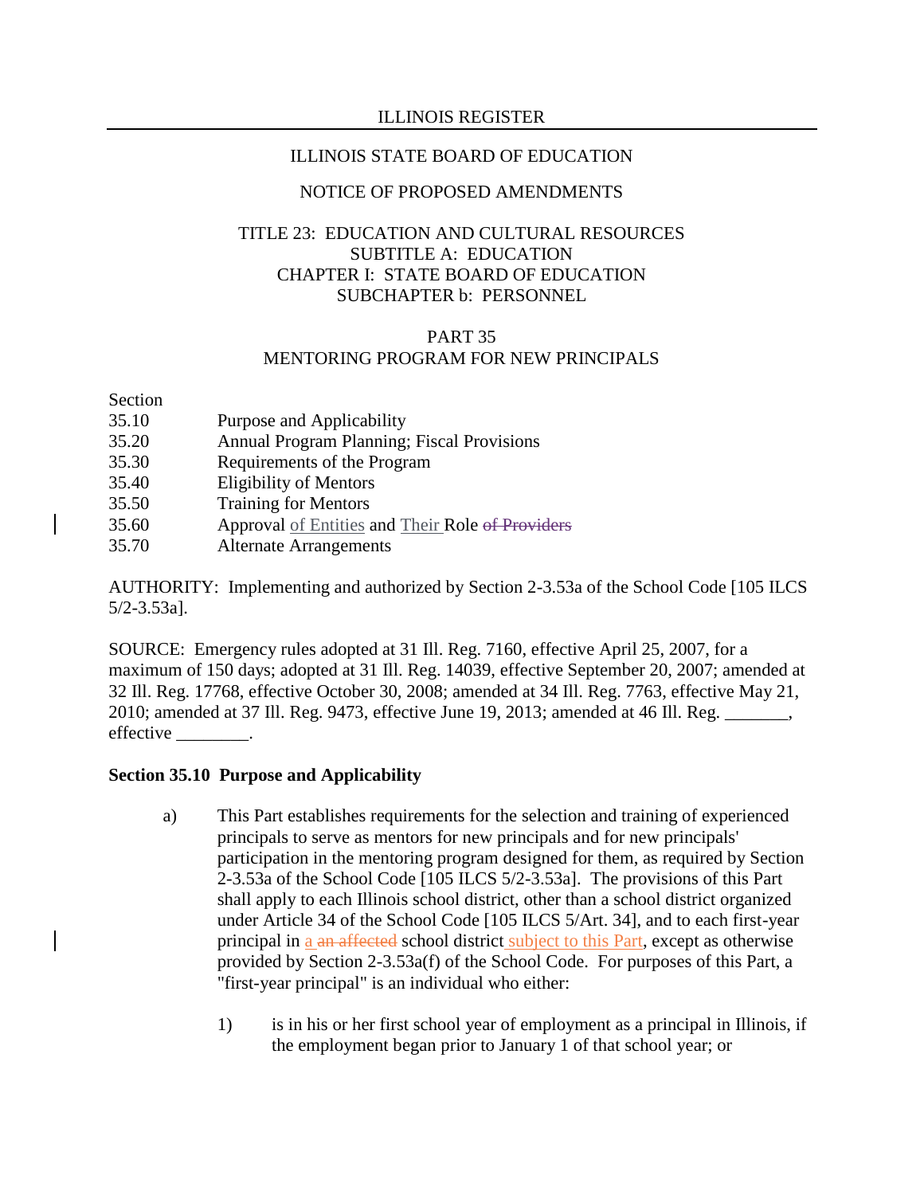ILLINOIS STATE BOARD OF EDUCATION

NOTICE OF PROPOSED AMENDMENTS

TITLE 23: EDUCATION AND CULTURAL RESOURCES
SUBTITLE A: EDUCATION
CHAPTER I: STATE BOARD OF EDUCATION
SUBCHAPTER b: PERSONNEL

PART 35
MENTORING PROGRAM FOR NEW PRINCIPALS

| Section | |
|---|---|
| 35.10 | Purpose and Applicability |
| 35.20 | Annual Program Planning; Fiscal Provisions |
| 35.30 | Requirements of the Program |
| 35.40 | Eligibility of Mentors |
| 35.50 | Training for Mentors |
| 35.60 | Approval <u>of Entities</u> and <u>Their</u> Role ~~of Providers~~ |
| 35.70 | Alternate Arrangements |

AUTHORITY: Implementing and authorized by Section 2-3.53a of the School Code [105 ILCS 5/2-3.53a].

SOURCE: Emergency rules adopted at 31 Ill. Reg. 7160, effective April 25, 2007, for a maximum of 150 days; adopted at 31 Ill. Reg. 14039, effective September 20, 2007; amended at 32 Ill. Reg. 17768, effective October 30, 2008; amended at 34 Ill. Reg. 7763, effective May 21, 2010; amended at 37 Ill. Reg. 9473, effective June 19, 2013; amended at 46 Ill. Reg. _______, effective ________.

**Section 35.10 Purpose and Applicability**

a) This Part establishes requirements for the selection and training of experienced principals to serve as mentors for new principals and for new principals' participation in the mentoring program designed for them, as required by Section 2-3.53a of the School Code [105 ILCS 5/2-3.53a]. The provisions of this Part shall apply to each Illinois school district, other than a school district organized under Article 34 of the School Code [105 ILCS 5/Art. 34], and to each first-year principal in <u>a</u> ~~an affected~~ school district <u>subject to this Part</u>, except as otherwise provided by Section 2-3.53a(f) of the School Code. For purposes of this Part, a "first-year principal" is an individual who either:

   1) is in his or her first school year of employment as a principal in Illinois, if the employment began prior to January 1 of that school year; or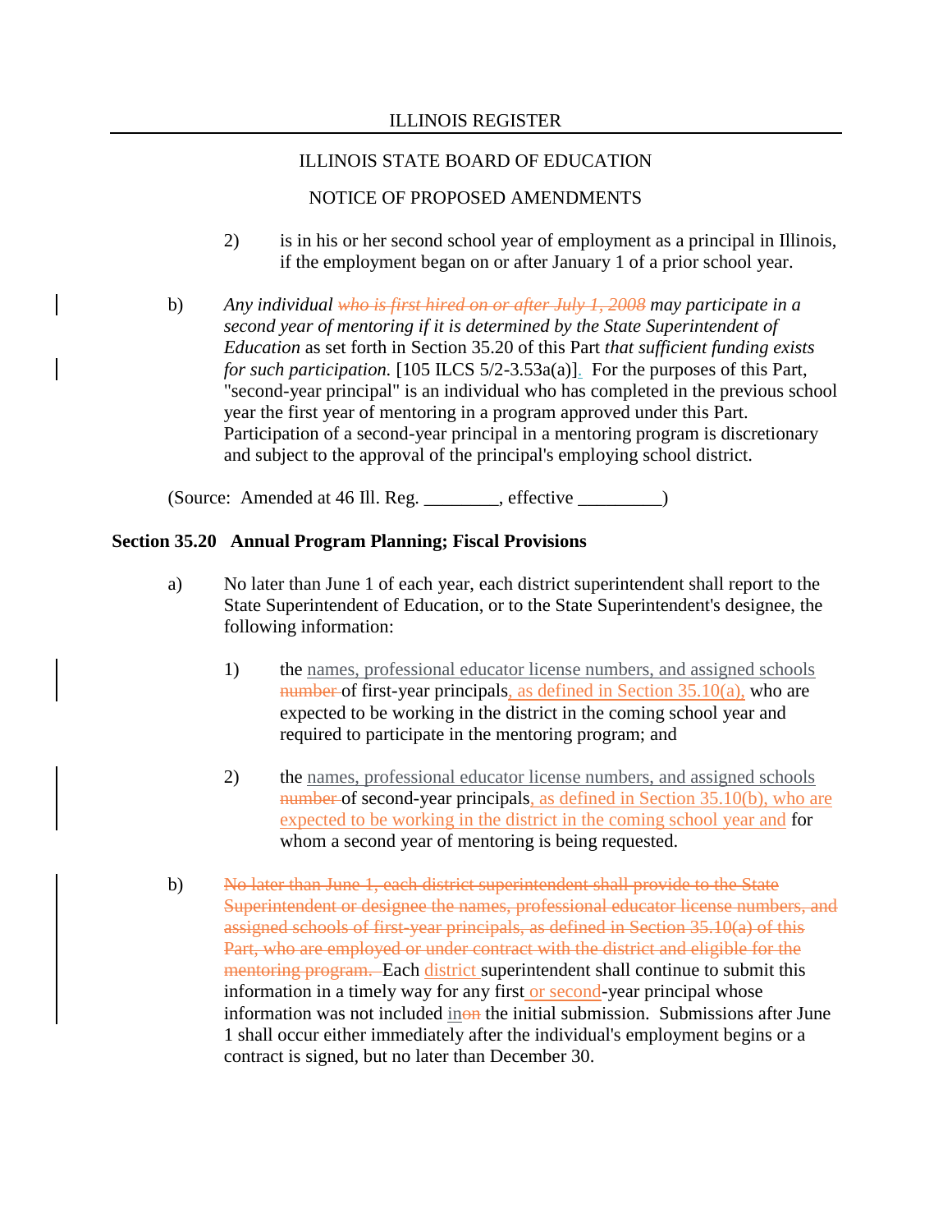2) is in his or her second school year of employment as a principal in Illinois, if the employment began on or after January 1 of a prior school year.

b) *Any individual* ~~*who is first hired on or after July 1, 2008*~~ *may participate in a second year of mentoring if it is determined by the State Superintendent of Education* as set forth in Section 35.20 of this Part *that sufficient funding exists for such participation.* [105 ILCS 5/2-3.53a(a)]. For the purposes of this Part, "second-year principal" is an individual who has completed in the previous school year the first year of mentoring in a program approved under this Part. Participation of a second-year principal in a mentoring program is discretionary and subject to the approval of the principal's employing school district.

(Source: Amended at 46 Ill. Reg. ________, effective _________)

**Section 35.20 Annual Program Planning; Fiscal Provisions**

a) No later than June 1 of each year, each district superintendent shall report to the State Superintendent of Education, or to the State Superintendent's designee, the following information:

1) the names, professional educator license numbers, and assigned schools ~~number~~ of first-year principals, as defined in Section 35.10(a), who are expected to be working in the district in the coming school year and required to participate in the mentoring program; and

2) the names, professional educator license numbers, and assigned schools ~~number~~ of second-year principals, as defined in Section 35.10(b), who are expected to be working in the district in the coming school year and for whom a second year of mentoring is being requested.

b) ~~No later than June 1, each district superintendent shall provide to the State Superintendent or designee the names, professional educator license numbers, and assigned schools of first-year principals, as defined in Section 35.10(a) of this Part, who are employed or under contract with the district and eligible for the mentoring program.~~ Each district superintendent shall continue to submit this information in a timely way for any first or second-year principal whose information was not included in~~on~~ the initial submission. Submissions after June 1 shall occur either immediately after the individual's employment begins or a contract is signed, but no later than December 30.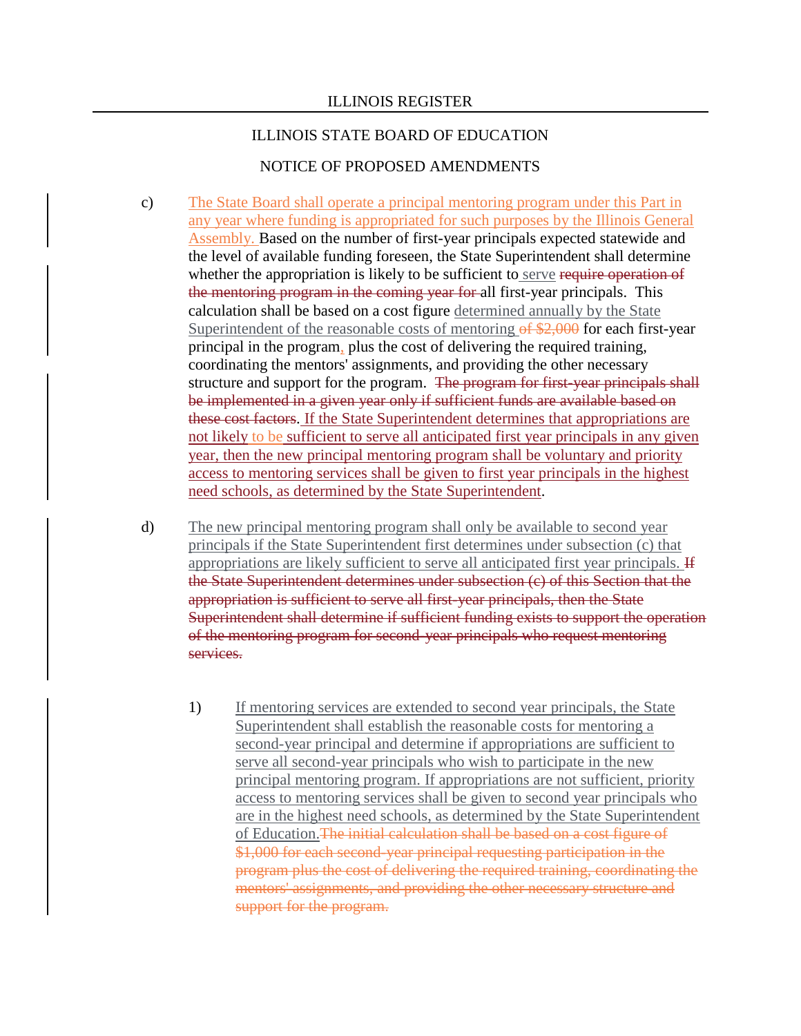c) <u>The State Board shall operate a principal mentoring program under this Part in any year where funding is appropriated for such purposes by the Illinois General Assembly.</u> Based on the number of first-year principals expected statewide and the level of available funding foreseen, the State Superintendent shall determine whether the appropriation is likely to be sufficient to <u>serve</u> ~~require operation of the mentoring program in the coming year for~~ all first-year principals. This calculation shall be based on a cost figure <u>determined annually by the State Superintendent of the reasonable costs of mentoring</u> ~~of $2,000~~ for each first-year principal in the program<u>,</u> plus the cost of delivering the required training, coordinating the mentors' assignments, and providing the other necessary structure and support for the program. ~~The program for first-year principals shall be implemented in a given year only if sufficient funds are available based on these cost factors~~. <u>If the State Superintendent determines that appropriations are not likely to be sufficient to serve all anticipated first year principals in any given year, then the new principal mentoring program shall be voluntary and priority access to mentoring services shall be given to first year principals in the highest need schools, as determined by the State Superintendent</u>.

d) <u>The new principal mentoring program shall only be available to second year principals if the State Superintendent first determines under subsection (c) that appropriations are likely sufficient to serve all anticipated first year principals.</u> ~~If the State Superintendent determines under subsection (c) of this Section that the appropriation is sufficient to serve all first-year principals, then the State Superintendent shall determine if sufficient funding exists to support the operation of the mentoring program for second-year principals who request mentoring services.~~

1) <u>If mentoring services are extended to second year principals, the State Superintendent shall establish the reasonable costs for mentoring a second-year principal and determine if appropriations are sufficient to serve all second-year principals who wish to participate in the new principal mentoring program. If appropriations are not sufficient, priority access to mentoring services shall be given to second year principals who are in the highest need schools, as determined by the State Superintendent of Education.</u>~~The initial calculation shall be based on a cost figure of $1,000 for each second-year principal requesting participation in the program plus the cost of delivering the required training, coordinating the mentors' assignments, and providing the other necessary structure and support for the program.~~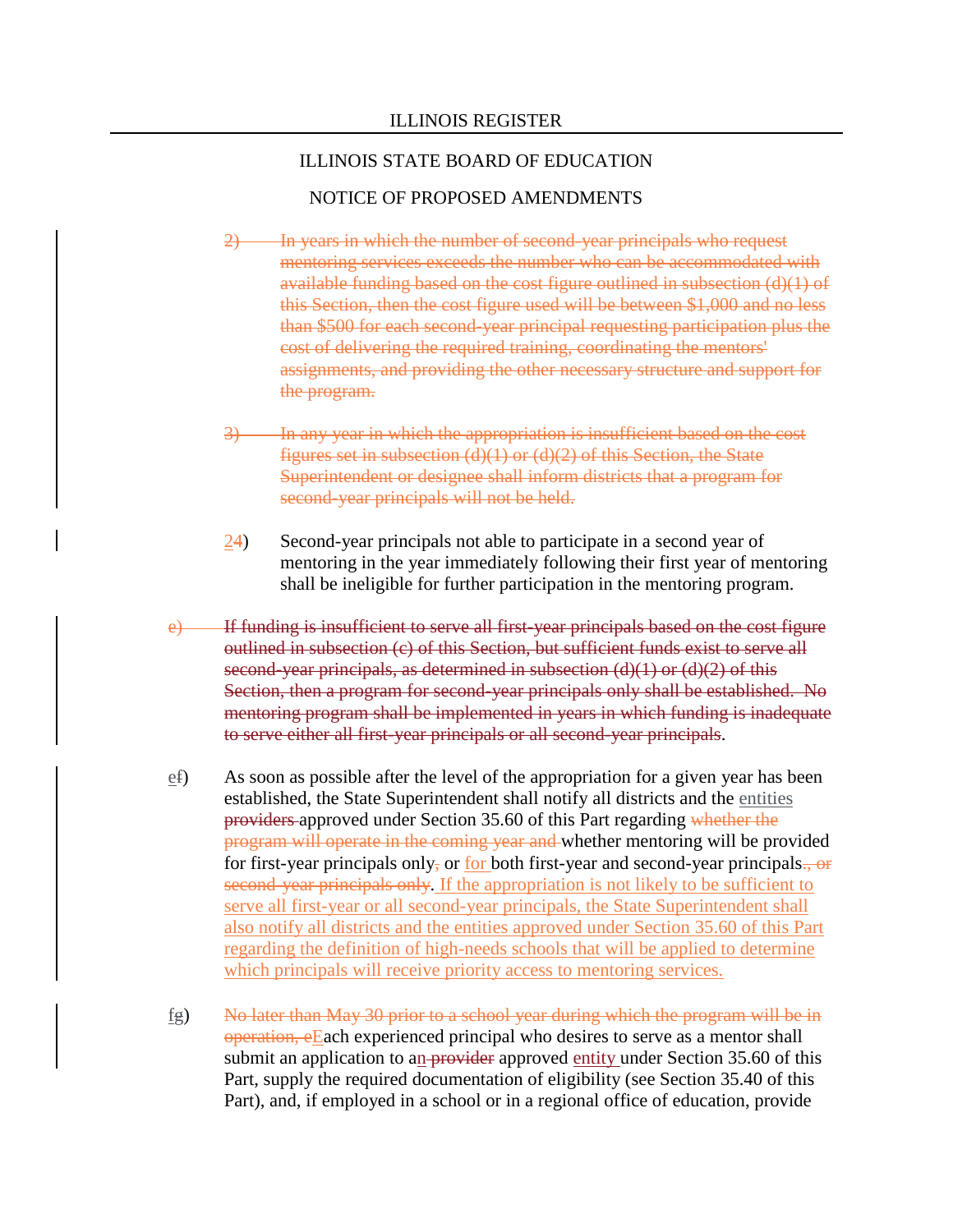ILLINOIS STATE BOARD OF EDUCATION

NOTICE OF PROPOSED AMENDMENTS

2) In years in which the number of second-year principals who request mentoring services exceeds the number who can be accommodated with available funding based on the cost figure outlined in subsection (d)(1) of this Section, then the cost figure used will be between $1,000 and no less than $500 for each second-year principal requesting participation plus the cost of delivering the required training, coordinating the mentors' assignments, and providing the other necessary structure and support for the program.

3) In any year in which the appropriation is insufficient based on the cost figures set in subsection (d)(1) or (d)(2) of this Section, the State Superintendent or designee shall inform districts that a program for second-year principals will not be held.

24) Second-year principals not able to participate in a second year of mentoring in the year immediately following their first year of mentoring shall be ineligible for further participation in the mentoring program.

e) If funding is insufficient to serve all first-year principals based on the cost figure outlined in subsection (c) of this Section, but sufficient funds exist to serve all second-year principals, as determined in subsection (d)(1) or (d)(2) of this Section, then a program for second-year principals only shall be established. No mentoring program shall be implemented in years in which funding is inadequate to serve either all first-year principals or all second-year principals.

ef) As soon as possible after the level of the appropriation for a given year has been established, the State Superintendent shall notify all districts and the entities providers approved under Section 35.60 of this Part regarding whether the program will operate in the coming year and whether mentoring will be provided for first-year principals only, or for both first-year and second-year principals., or second-year principals only. If the appropriation is not likely to be sufficient to serve all first-year or all second-year principals, the State Superintendent shall also notify all districts and the entities approved under Section 35.60 of this Part regarding the definition of high-needs schools that will be applied to determine which principals will receive priority access to mentoring services.

fg) No later than May 30 prior to a school year during which the program will be in operation, eEach experienced principal who desires to serve as a mentor shall submit an application to an provider approved entity under Section 35.60 of this Part, supply the required documentation of eligibility (see Section 35.40 of this Part), and, if employed in a school or in a regional office of education, provide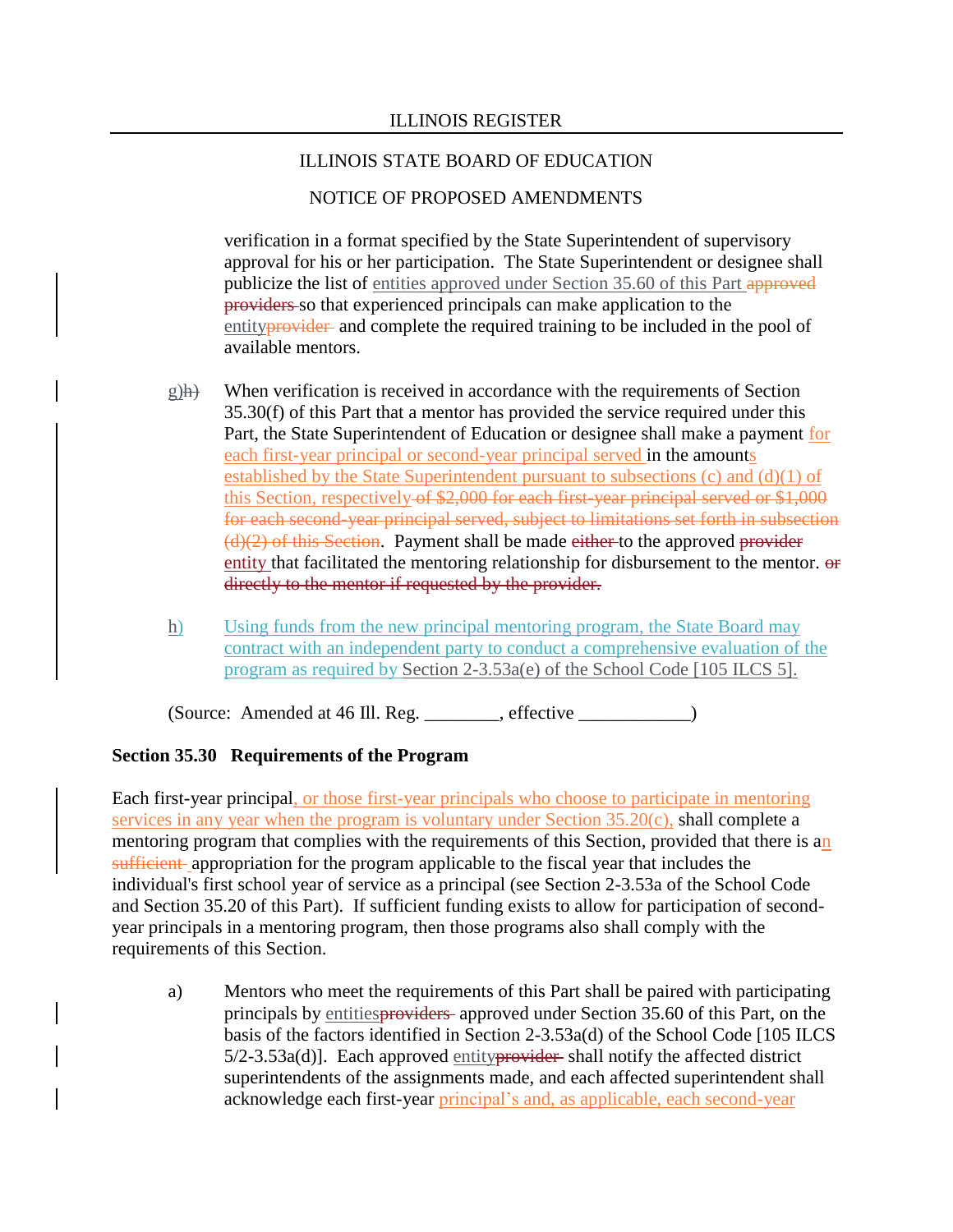verification in a format specified by the State Superintendent of supervisory approval for his or her participation. The State Superintendent or designee shall publicize the list of entities approved under Section 35.60 of this Part ~~approved providers~~ so that experienced principals can make application to the entity~~provider~~ and complete the required training to be included in the pool of available mentors.

g)~~h)~~ When verification is received in accordance with the requirements of Section 35.30(f) of this Part that a mentor has provided the service required under this Part, the State Superintendent of Education or designee shall make a payment for each first-year principal or second-year principal served in the amounts established by the State Superintendent pursuant to subsections (c) and (d)(1) of this Section, respectively ~~of $2,000 for each first-year principal served or $1,000 for each second-year principal served, subject to limitations set forth in subsection (d)(2) of this Section~~. Payment shall be made ~~either~~ to the approved ~~provider~~ entity that facilitated the mentoring relationship for disbursement to the mentor. ~~or directly to the mentor if requested by the provider.~~

h) Using funds from the new principal mentoring program, the State Board may contract with an independent party to conduct a comprehensive evaluation of the program as required by Section 2-3.53a(e) of the School Code [105 ILCS 5].

(Source: Amended at 46 Ill. Reg. ________, effective ____________)

**Section 35.30 Requirements of the Program**

Each first-year principal, or those first-year principals who choose to participate in mentoring services in any year when the program is voluntary under Section 35.20(c), shall complete a mentoring program that complies with the requirements of this Section, provided that there is an ~~sufficient~~ appropriation for the program applicable to the fiscal year that includes the individual's first school year of service as a principal (see Section 2-3.53a of the School Code and Section 35.20 of this Part). If sufficient funding exists to allow for participation of second-year principals in a mentoring program, then those programs also shall comply with the requirements of this Section.

a) Mentors who meet the requirements of this Part shall be paired with participating principals by entities~~providers~~ approved under Section 35.60 of this Part, on the basis of the factors identified in Section 2-3.53a(d) of the School Code [105 ILCS 5/2-3.53a(d)]. Each approved entity~~provider~~ shall notify the affected district superintendents of the assignments made, and each affected superintendent shall acknowledge each first-year principal's and, as applicable, each second-year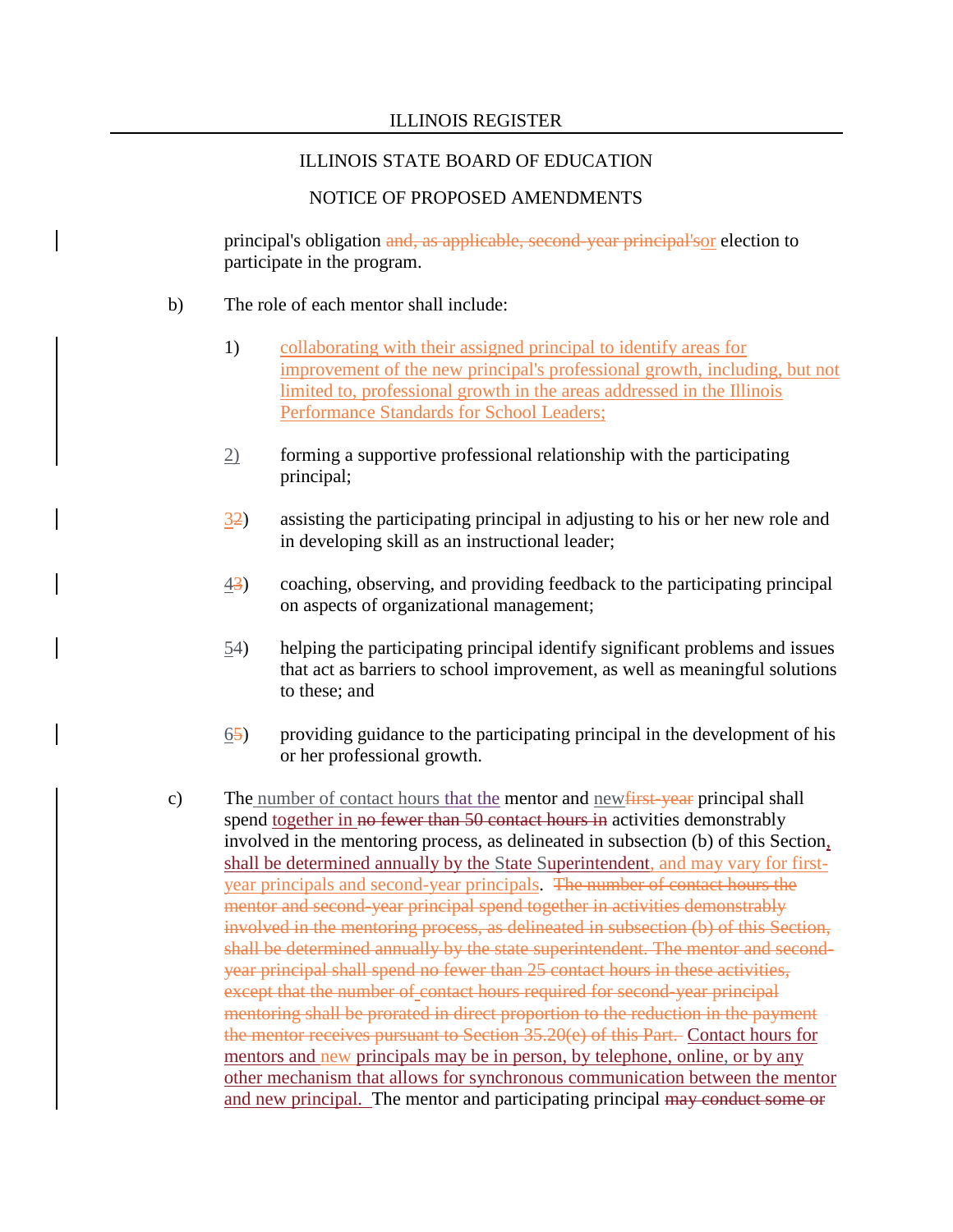principal's obligation ~~and, as applicable, second-year principal's~~or election to participate in the program.

b) The role of each mentor shall include:

1) collaborating with their assigned principal to identify areas for improvement of the new principal's professional growth, including, but not limited to, professional growth in the areas addressed in the Illinois Performance Standards for School Leaders;

2) forming a supportive professional relationship with the participating principal;

3~~2~~) assisting the participating principal in adjusting to his or her new role and in developing skill as an instructional leader;

4~~3~~) coaching, observing, and providing feedback to the participating principal on aspects of organizational management;

5~~4~~) helping the participating principal identify significant problems and issues that act as barriers to school improvement, as well as meaningful solutions to these; and

6~~5~~) providing guidance to the participating principal in the development of his or her professional growth.

c) The number of contact hours that the mentor and new~~first-year~~ principal shall spend together in ~~no fewer than 50 contact hours in~~ activities demonstrably involved in the mentoring process, as delineated in subsection (b) of this Section, shall be determined annually by the State Superintendent, and may vary for first-year principals and second-year principals. ~~The number of contact hours the mentor and second-year principal spend together in activities demonstrably involved in the mentoring process, as delineated in subsection (b) of this Section, shall be determined annually by the state superintendent. The mentor and second-year principal shall spend no fewer than 25 contact hours in these activities, except that the number of contact hours required for second-year principal mentoring shall be prorated in direct proportion to the reduction in the payment the mentor receives pursuant to Section 35.20(e) of this Part.~~ Contact hours for mentors and new principals may be in person, by telephone, online, or by any other mechanism that allows for synchronous communication between the mentor and new principal. The mentor and participating principal ~~may conduct some or~~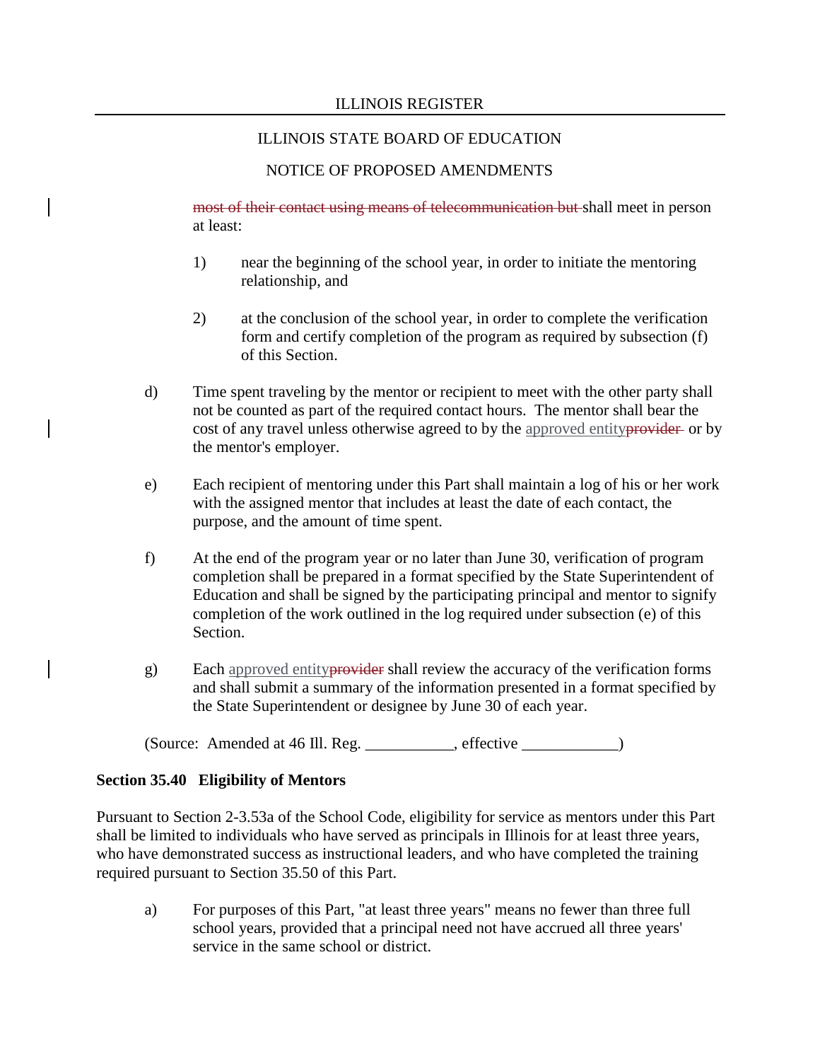~~most of their contact using means of telecommunication but~~ shall meet in person at least:

1) near the beginning of the school year, in order to initiate the mentoring relationship, and

2) at the conclusion of the school year, in order to complete the verification form and certify completion of the program as required by subsection (f) of this Section.

d) Time spent traveling by the mentor or recipient to meet with the other party shall not be counted as part of the required contact hours. The mentor shall bear the cost of any travel unless otherwise agreed to by the <u>approved entity</u>~~provider~~ or by the mentor's employer.

e) Each recipient of mentoring under this Part shall maintain a log of his or her work with the assigned mentor that includes at least the date of each contact, the purpose, and the amount of time spent.

f) At the end of the program year or no later than June 30, verification of program completion shall be prepared in a format specified by the State Superintendent of Education and shall be signed by the participating principal and mentor to signify completion of the work outlined in the log required under subsection (e) of this Section.

g) Each <u>approved entity</u>~~provider~~ shall review the accuracy of the verification forms and shall submit a summary of the information presented in a format specified by the State Superintendent or designee by June 30 of each year.

(Source: Amended at 46 Ill. Reg. ___________, effective ____________)

**Section 35.40 Eligibility of Mentors**

Pursuant to Section 2-3.53a of the School Code, eligibility for service as mentors under this Part shall be limited to individuals who have served as principals in Illinois for at least three years, who have demonstrated success as instructional leaders, and who have completed the training required pursuant to Section 35.50 of this Part.

a) For purposes of this Part, "at least three years" means no fewer than three full school years, provided that a principal need not have accrued all three years' service in the same school or district.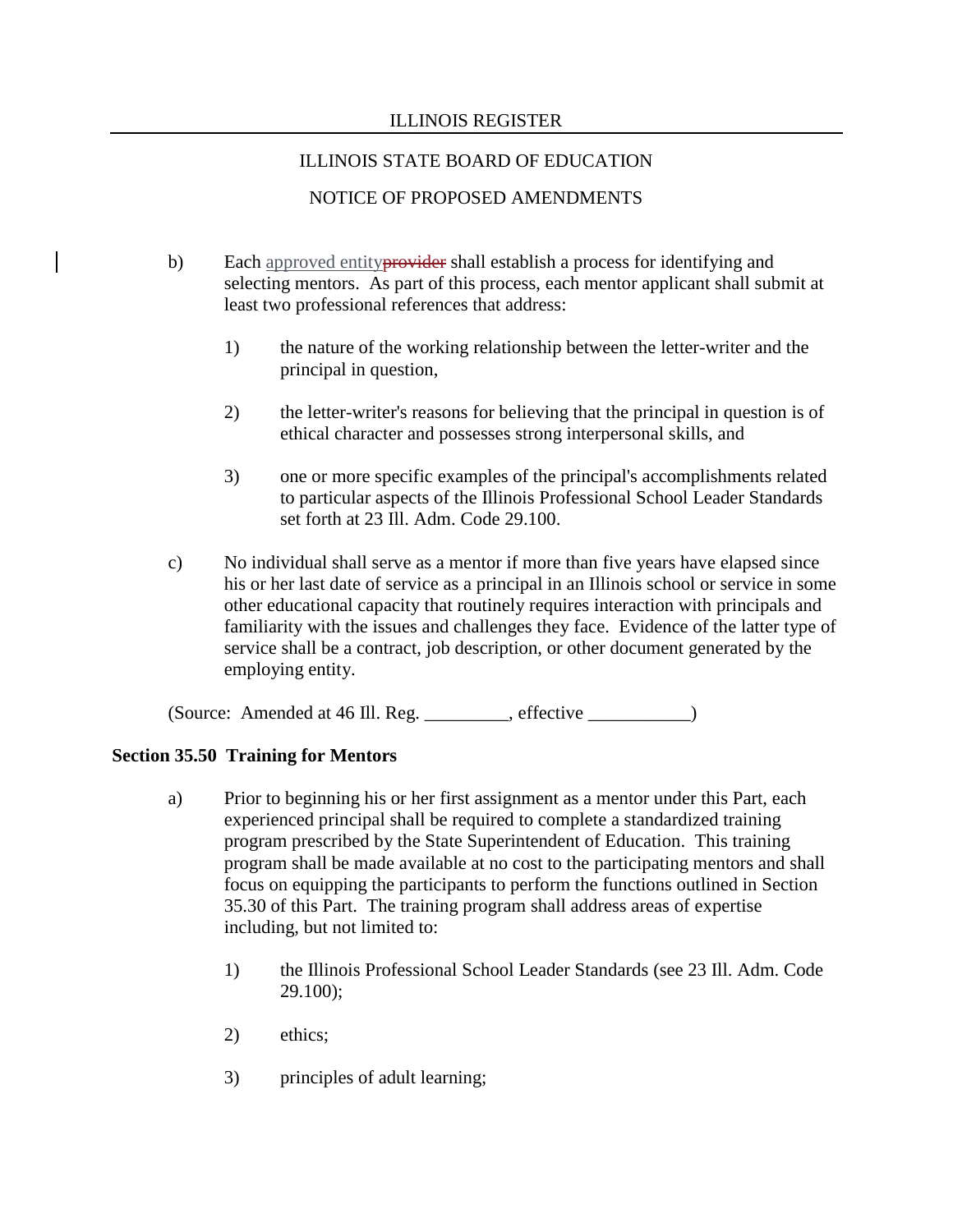b) Each approved entity~~provider~~ shall establish a process for identifying and selecting mentors. As part of this process, each mentor applicant shall submit at least two professional references that address:

1) the nature of the working relationship between the letter-writer and the principal in question,

2) the letter-writer's reasons for believing that the principal in question is of ethical character and possesses strong interpersonal skills, and

3) one or more specific examples of the principal's accomplishments related to particular aspects of the Illinois Professional School Leader Standards set forth at 23 Ill. Adm. Code 29.100.

c) No individual shall serve as a mentor if more than five years have elapsed since his or her last date of service as a principal in an Illinois school or service in some other educational capacity that routinely requires interaction with principals and familiarity with the issues and challenges they face. Evidence of the latter type of service shall be a contract, job description, or other document generated by the employing entity.

(Source: Amended at 46 Ill. Reg. _________, effective ___________)

**Section 35.50 Training for Mentors**

a) Prior to beginning his or her first assignment as a mentor under this Part, each experienced principal shall be required to complete a standardized training program prescribed by the State Superintendent of Education. This training program shall be made available at no cost to the participating mentors and shall focus on equipping the participants to perform the functions outlined in Section 35.30 of this Part. The training program shall address areas of expertise including, but not limited to:

1) the Illinois Professional School Leader Standards (see 23 Ill. Adm. Code 29.100);

2) ethics;

3) principles of adult learning;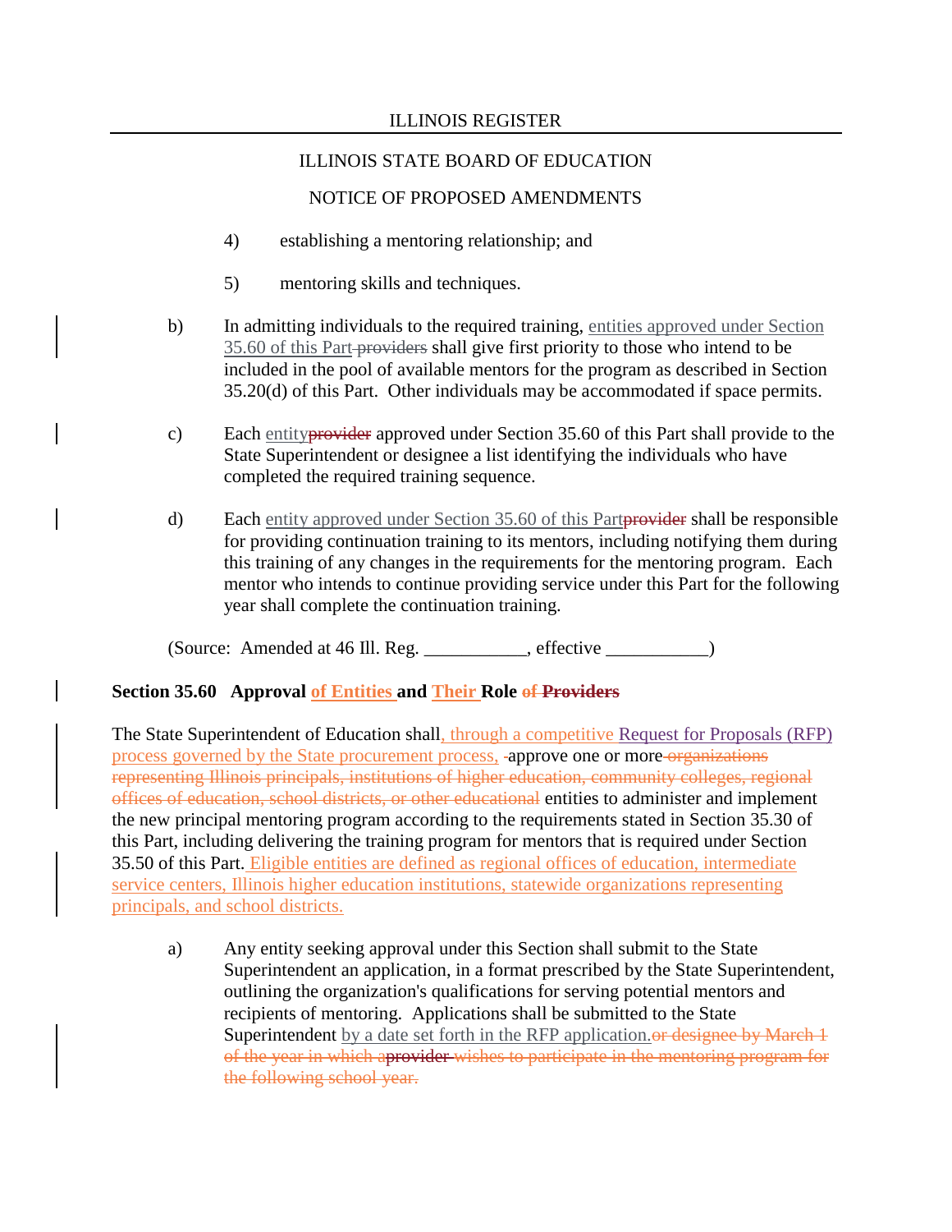4) establishing a mentoring relationship; and

5) mentoring skills and techniques.

b) In admitting individuals to the required training, entities approved under Section 35.60 of this Part ~~providers~~ shall give first priority to those who intend to be included in the pool of available mentors for the program as described in Section 35.20(d) of this Part. Other individuals may be accommodated if space permits.

c) Each entity~~provider~~ approved under Section 35.60 of this Part shall provide to the State Superintendent or designee a list identifying the individuals who have completed the required training sequence.

d) Each entity approved under Section 35.60 of this Part~~provider~~ shall be responsible for providing continuation training to its mentors, including notifying them during this training of any changes in the requirements for the mentoring program. Each mentor who intends to continue providing service under this Part for the following year shall complete the continuation training.

(Source: Amended at 46 Ill. Reg. ___________, effective ___________)

**Section 35.60 Approval of Entities and Their Role ~~of Providers~~**

The State Superintendent of Education shall, through a competitive Request for Proposals (RFP) process governed by the State procurement process, approve one or more ~~organizations representing Illinois principals, institutions of higher education, community colleges, regional offices of education, school districts, or other educational~~ entities to administer and implement the new principal mentoring program according to the requirements stated in Section 35.30 of this Part, including delivering the training program for mentors that is required under Section 35.50 of this Part. Eligible entities are defined as regional offices of education, intermediate service centers, Illinois higher education institutions, statewide organizations representing principals, and school districts.

a) Any entity seeking approval under this Section shall submit to the State Superintendent an application, in a format prescribed by the State Superintendent, outlining the organization's qualifications for serving potential mentors and recipients of mentoring. Applications shall be submitted to the State Superintendent by a date set forth in the RFP application.~~or designee by March 1 of the year in which a provider wishes to participate in the mentoring program for the following school year.~~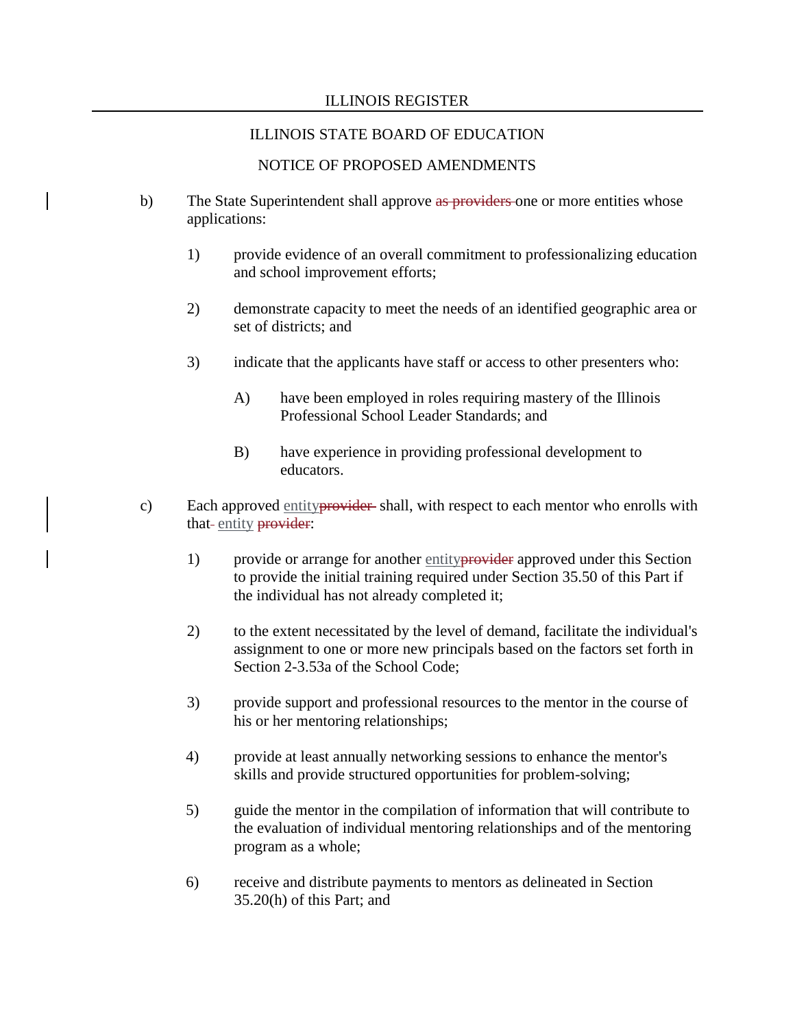ILLINOIS STATE BOARD OF EDUCATION

NOTICE OF PROPOSED AMENDMENTS

b) The State Superintendent shall approve ~~as providers~~ one or more entities whose applications:

   1) provide evidence of an overall commitment to professionalizing education and school improvement efforts;

   2) demonstrate capacity to meet the needs of an identified geographic area or set of districts; and

   3) indicate that the applicants have staff or access to other presenters who:

      A) have been employed in roles requiring mastery of the Illinois Professional School Leader Standards; and

      B) have experience in providing professional development to educators.

c) Each approved entity~~provider~~ shall, with respect to each mentor who enrolls with that entity ~~provider~~:

   1) provide or arrange for another entity~~provider~~ approved under this Section to provide the initial training required under Section 35.50 of this Part if the individual has not already completed it;

   2) to the extent necessitated by the level of demand, facilitate the individual's assignment to one or more new principals based on the factors set forth in Section 2-3.53a of the School Code;

   3) provide support and professional resources to the mentor in the course of his or her mentoring relationships;

   4) provide at least annually networking sessions to enhance the mentor's skills and provide structured opportunities for problem-solving;

   5) guide the mentor in the compilation of information that will contribute to the evaluation of individual mentoring relationships and of the mentoring program as a whole;

   6) receive and distribute payments to mentors as delineated in Section 35.20(h) of this Part; and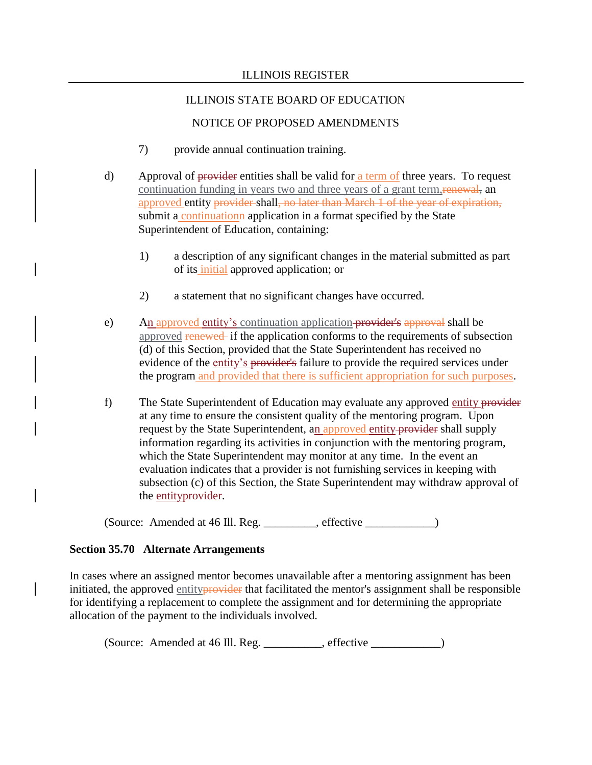7) provide annual continuation training.

d) Approval of ~~provider~~ entities shall be valid for<u> a term of</u> three years. To request <u>continuation funding in years two and three years of a grant term,</u>~~renewal,~~ an <u>approved </u>entity ~~provider~~ shall~~, no later than March 1 of the year of expiration,~~ submit a<u> continuation</u>~~n~~ application in a format specified by the State Superintendent of Education, containing:

   1) a description of any significant changes in the material submitted as part of its<u> initial</u> approved application; or

   2) a statement that no significant changes have occurred.

e) A<u>n approved entity's continuation application</u>~~ provider's~~ ~~approval~~ shall be <u>approved</u> ~~renewed~~ if the application conforms to the requirements of subsection (d) of this Section, provided that the State Superintendent has received no evidence of the <u>entity's</u> ~~provider's~~ failure to provide the required services under the program<u> and provided that there is sufficient appropriation for such purposes</u>.

f) The State Superintendent of Education may evaluate any approved <u>entity</u> ~~provider~~ at any time to ensure the consistent quality of the mentoring program. Upon request by the State Superintendent, a<u>n approved entity</u>~~ provider~~ shall supply information regarding its activities in conjunction with the mentoring program, which the State Superintendent may monitor at any time. In the event an evaluation indicates that a provider is not furnishing services in keeping with subsection (c) of this Section, the State Superintendent may withdraw approval of the <u>entity</u>~~provider~~.

(Source: Amended at 46 Ill. Reg. _________, effective ____________)

**Section 35.70 Alternate Arrangements**

In cases where an assigned mentor becomes unavailable after a mentoring assignment has been initiated, the approved <u>entity</u>~~provider~~ that facilitated the mentor's assignment shall be responsible for identifying a replacement to complete the assignment and for determining the appropriate allocation of the payment to the individuals involved.

(Source: Amended at 46 Ill. Reg. __________, effective ____________)